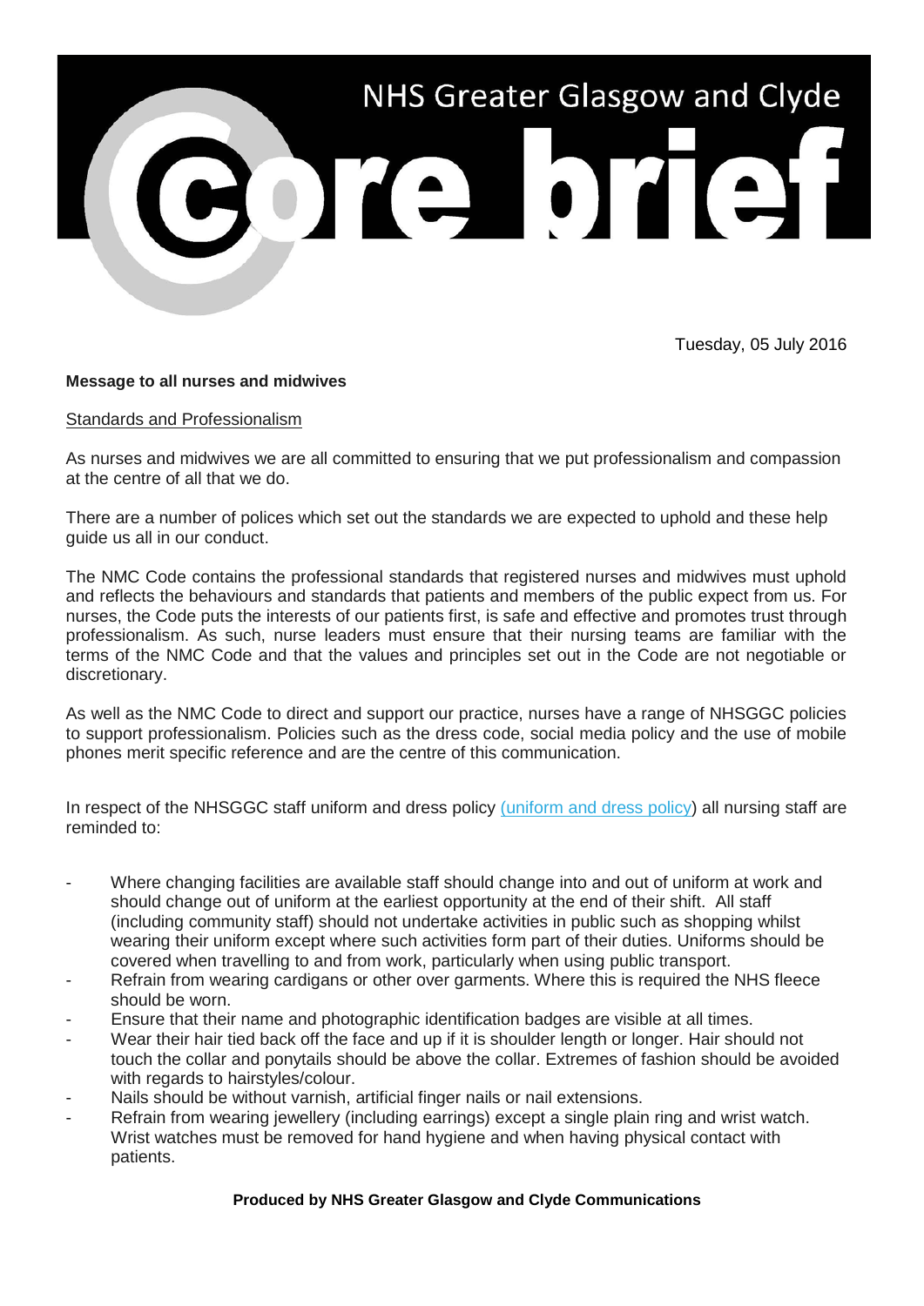# NHS Greater Glasgow and Clyde Core brief

Tuesday, 05 July 2016

**Message to all nurses and midwives**

Standards and Professionalism

As nurses and midwives we are all committed to ensuring that we put professionalism and compassion at the centre of all that we do.

There are a number of polices which set out the standards we are expected to uphold and these help guide us all in our conduct.

The NMC Code contains the professional standards that registered nurses and midwives must uphold and reflects the behaviours and standards that patients and members of the public expect from us. For nurses, the Code puts the interests of our patients first, is safe and effective and promotes trust through professionalism. As such, nurse leaders must ensure that their nursing teams are familiar with the terms of the NMC Code and that the values and principles set out in the Code are not negotiable or discretionary.

As well as the NMC Code to direct and support our practice, nurses have a range of NHSGGC policies to support professionalism. Policies such as the dress code, social media policy and the use of mobile phones merit specific reference and are the centre of this communication.

In respect of the NHSGGC staff uniform and dress policy (uniform and dress policy) all nursing staff are reminded to:

- Where changing facilities are available staff should change into and out of uniform at work and should change out of uniform at the earliest opportunity at the end of their shift. All staff (including community staff) should not undertake activities in public such as shopping whilst wearing their uniform except where such activities form part of their duties. Uniforms should be covered when travelling to and from work, particularly when using public transport.
- Refrain from wearing cardigans or other over garments. Where this is required the NHS fleece should be worn.
- Ensure that their name and photographic identification badges are visible at all times.
- Wear their hair tied back off the face and up if it is shoulder length or longer. Hair should not touch the collar and ponytails should be above the collar. Extremes of fashion should be avoided with regards to hairstyles/colour.
- Nails should be without varnish, artificial finger nails or nail extensions.
- Refrain from wearing jewellery (including earrings) except a single plain ring and wrist watch. Wrist watches must be removed for hand hygiene and when having physical contact with patients.

**Produced by NHS Greater Glasgow and Clyde Communications**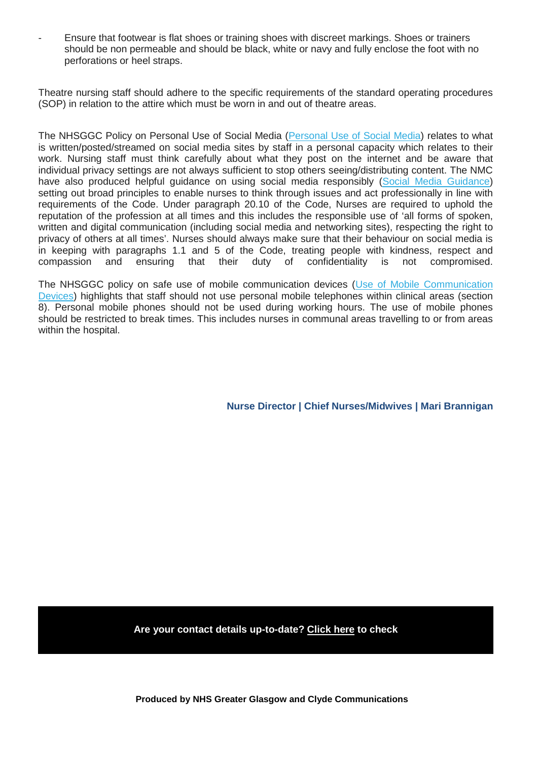- Ensure that footwear is flat shoes or training shoes with discreet markings. Shoes or trainers should be non permeable and should be black, white or navy and fully enclose the foot with no perforations or heel straps.

Theatre nursing staff should adhere to the specific requirements of the standard operating procedures (SOP) in relation to the attire which must be worn in and out of theatre areas.

The NHSGGC Policy on Personal Use of Social Media (Personal Use of Social Media) relates to what is written/posted/streamed on social media sites by staff in a personal capacity which relates to their work. Nursing staff must think carefully about what they post on the internet and be aware that individual privacy settings are not always sufficient to stop others seeing/distributing content. The NMC have also produced helpful guidance on using social media responsibly (Social Media Guidance) setting out broad principles to enable nurses to think through issues and act professionally in line with requirements of the Code. Under paragraph 20.10 of the Code, Nurses are required to uphold the reputation of the profession at all times and this includes the responsible use of 'all forms of spoken, written and digital communication (including social media and networking sites), respecting the right to privacy of others at all times'. Nurses should always make sure that their behaviour on social media is in keeping with paragraphs 1.1 and 5 of the Code, treating people with kindness, respect and compassion and ensuring that their duty of confidentiality is not compromised.

The NHSGGC policy on safe use of mobile communication devices (Use of Mobile Communication Devices) highlights that staff should not use personal mobile telephones within clinical areas (section 8). Personal mobile phones should not be used during working hours. The use of mobile phones should be restricted to break times. This includes nurses in communal areas travelling to or from areas within the hospital.

**Nurse Director | Chief Nurses/Midwives | Mari Brannigan**

**Are your contact details up-to-date? Click here to check**

**Produced by NHS Greater Glasgow and Clyde Communications**